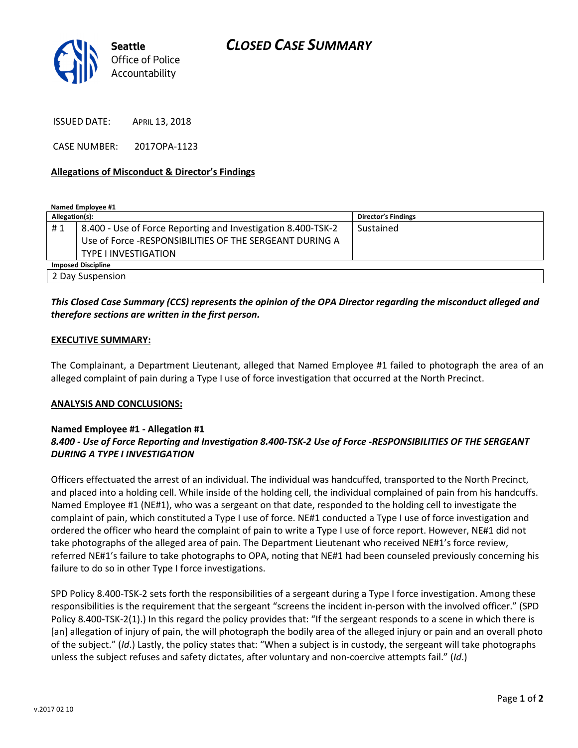Seattle Office of Police Accountability

# CLOSED CASE SUMMARY

ISSUED DATE: APRIL 13, 2018

CASE NUMBER: 2017OPA-1123

**Allegations of Misconduct & Director's Findings**

**Named Employee #1**

| Allegation(s): | | Director's Findings |
|---|---|---|
| # 1 | 8.400 - Use of Force Reporting and Investigation 8.400-TSK-2 Use of Force -RESPONSIBILITIES OF THE SERGEANT DURING A TYPE I INVESTIGATION | Sustained |
| **Imposed Discipline** | | |
| 2 Day Suspension | | |

***This Closed Case Summary (CCS) represents the opinion of the OPA Director regarding the misconduct alleged and therefore sections are written in the first person.***

**EXECUTIVE SUMMARY:**

The Complainant, a Department Lieutenant, alleged that Named Employee #1 failed to photograph the area of an alleged complaint of pain during a Type I use of force investigation that occurred at the North Precinct.

**ANALYSIS AND CONCLUSIONS:**

**Named Employee #1 - Allegation #1**
***8.400 - Use of Force Reporting and Investigation 8.400-TSK-2 Use of Force -RESPONSIBILITIES OF THE SERGEANT DURING A TYPE I INVESTIGATION***

Officers effectuated the arrest of an individual. The individual was handcuffed, transported to the North Precinct, and placed into a holding cell. While inside of the holding cell, the individual complained of pain from his handcuffs. Named Employee #1 (NE#1), who was a sergeant on that date, responded to the holding cell to investigate the complaint of pain, which constituted a Type I use of force. NE#1 conducted a Type I use of force investigation and ordered the officer who heard the complaint of pain to write a Type I use of force report. However, NE#1 did not take photographs of the alleged area of pain. The Department Lieutenant who received NE#1's force review, referred NE#1's failure to take photographs to OPA, noting that NE#1 had been counseled previously concerning his failure to do so in other Type I force investigations.

SPD Policy 8.400-TSK-2 sets forth the responsibilities of a sergeant during a Type I force investigation. Among these responsibilities is the requirement that the sergeant "screens the incident in-person with the involved officer." (SPD Policy 8.400-TSK-2(1).) In this regard the policy provides that: "If the sergeant responds to a scene in which there is [an] allegation of injury of pain, the will photograph the bodily area of the alleged injury or pain and an overall photo of the subject." (*Id*.) Lastly, the policy states that: "When a subject is in custody, the sergeant will take photographs unless the subject refuses and safety dictates, after voluntary and non-coercive attempts fail." (*Id*.)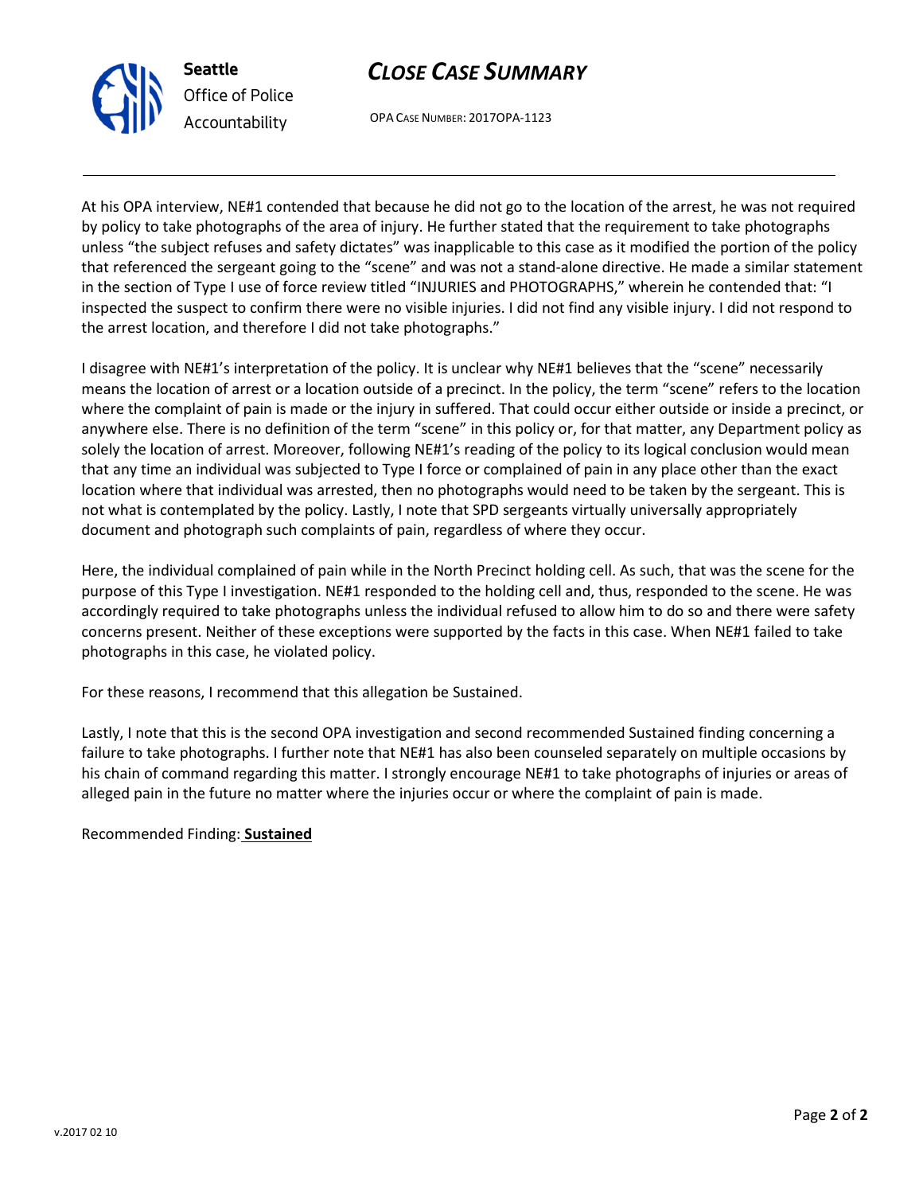At his OPA interview, NE#1 contended that because he did not go to the location of the arrest, he was not required by policy to take photographs of the area of injury. He further stated that the requirement to take photographs unless "the subject refuses and safety dictates" was inapplicable to this case as it modified the portion of the policy that referenced the sergeant going to the "scene" and was not a stand-alone directive. He made a similar statement in the section of Type I use of force review titled "INJURIES and PHOTOGRAPHS," wherein he contended that: "I inspected the suspect to confirm there were no visible injuries. I did not find any visible injury. I did not respond to the arrest location, and therefore I did not take photographs."

I disagree with NE#1's interpretation of the policy. It is unclear why NE#1 believes that the "scene" necessarily means the location of arrest or a location outside of a precinct. In the policy, the term "scene" refers to the location where the complaint of pain is made or the injury in suffered. That could occur either outside or inside a precinct, or anywhere else. There is no definition of the term "scene" in this policy or, for that matter, any Department policy as solely the location of arrest. Moreover, following NE#1's reading of the policy to its logical conclusion would mean that any time an individual was subjected to Type I force or complained of pain in any place other than the exact location where that individual was arrested, then no photographs would need to be taken by the sergeant. This is not what is contemplated by the policy. Lastly, I note that SPD sergeants virtually universally appropriately document and photograph such complaints of pain, regardless of where they occur.

Here, the individual complained of pain while in the North Precinct holding cell. As such, that was the scene for the purpose of this Type I investigation. NE#1 responded to the holding cell and, thus, responded to the scene. He was accordingly required to take photographs unless the individual refused to allow him to do so and there were safety concerns present. Neither of these exceptions were supported by the facts in this case. When NE#1 failed to take photographs in this case, he violated policy.

For these reasons, I recommend that this allegation be Sustained.

Lastly, I note that this is the second OPA investigation and second recommended Sustained finding concerning a failure to take photographs. I further note that NE#1 has also been counseled separately on multiple occasions by his chain of command regarding this matter. I strongly encourage NE#1 to take photographs of injuries or areas of alleged pain in the future no matter where the injuries occur or where the complaint of pain is made.

Recommended Finding: **Sustained**